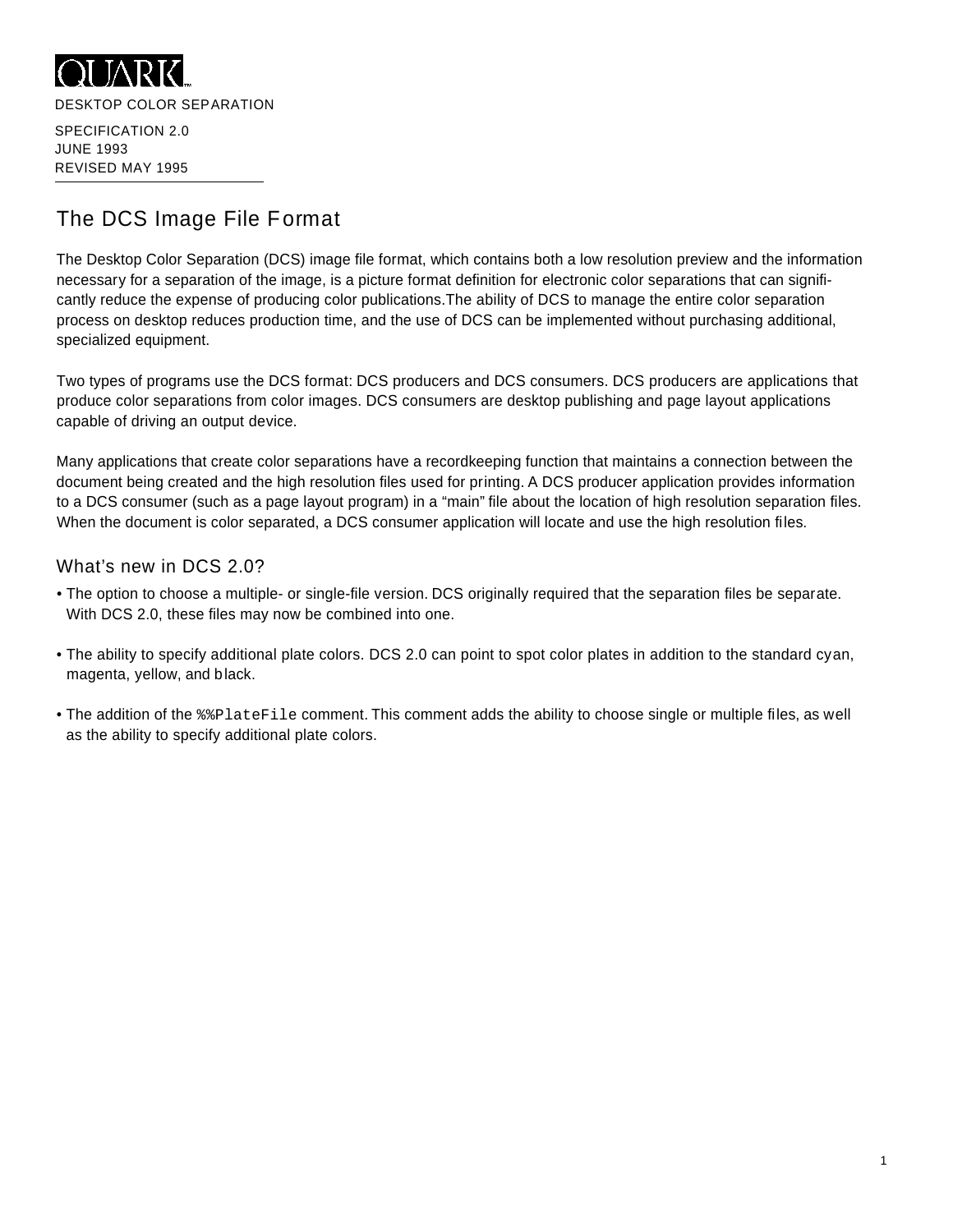QUARK

DESKTOP COLOR SEPARATION

SPECIFICATION 2.0
JUNE 1993
REVISED MAY 1995

# The DCS Image File Format

The Desktop Color Separation (DCS) image file format, which contains both a low resolution preview and the information necessary for a separation of the image, is a picture format definition for electronic color separations that can significantly reduce the expense of producing color publications.The ability of DCS to manage the entire color separation process on desktop reduces production time, and the use of DCS can be implemented without purchasing additional, specialized equipment.

Two types of programs use the DCS format: DCS producers and DCS consumers. DCS producers are applications that produce color separations from color images. DCS consumers are desktop publishing and page layout applications capable of driving an output device.

Many applications that create color separations have a recordkeeping function that maintains a connection between the document being created and the high resolution files used for printing. A DCS producer application provides information to a DCS consumer (such as a page layout program) in a "main" file about the location of high resolution separation files. When the document is color separated, a DCS consumer application will locate and use the high resolution files.

## What's new in DCS 2.0?

- The option to choose a multiple- or single-file version. DCS originally required that the separation files be separate. With DCS 2.0, these files may now be combined into one.
- The ability to specify additional plate colors. DCS 2.0 can point to spot color plates in addition to the standard cyan, magenta, yellow, and black.
- The addition of the `%%PlateFile` comment. This comment adds the ability to choose single or multiple files, as well as the ability to specify additional plate colors.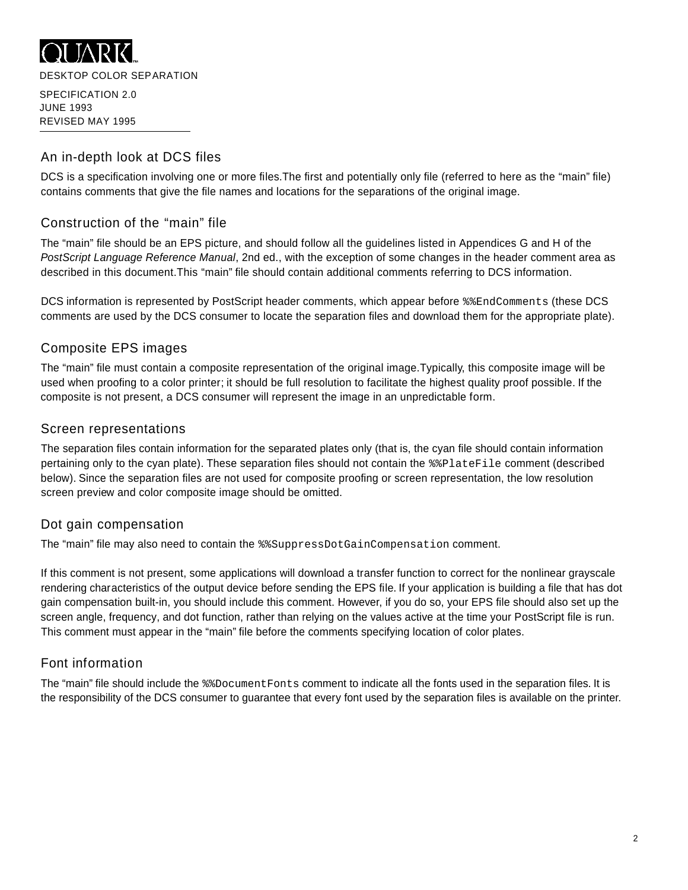DESKTOP COLOR SEPARATION

SPECIFICATION 2.0
JUNE 1993
REVISED MAY 1995

## An in-depth look at DCS files

DCS is a specification involving one or more files.The first and potentially only file (referred to here as the "main" file) contains comments that give the file names and locations for the separations of the original image.

## Construction of the "main" file

The "main" file should be an EPS picture, and should follow all the guidelines listed in Appendices G and H of the *PostScript Language Reference Manual*, 2nd ed., with the exception of some changes in the header comment area as described in this document.This "main" file should contain additional comments referring to DCS information.

DCS information is represented by PostScript header comments, which appear before `%%EndComments` (these DCS comments are used by the DCS consumer to locate the separation files and download them for the appropriate plate).

## Composite EPS images

The "main" file must contain a composite representation of the original image.Typically, this composite image will be used when proofing to a color printer; it should be full resolution to facilitate the highest quality proof possible. If the composite is not present, a DCS consumer will represent the image in an unpredictable form.

## Screen representations

The separation files contain information for the separated plates only (that is, the cyan file should contain information pertaining only to the cyan plate). These separation files should not contain the `%%PlateFile` comment (described below). Since the separation files are not used for composite proofing or screen representation, the low resolution screen preview and color composite image should be omitted.

## Dot gain compensation

The "main" file may also need to contain the `%%SuppressDotGainCompensation` comment.

If this comment is not present, some applications will download a transfer function to correct for the nonlinear grayscale rendering characteristics of the output device before sending the EPS file. If your application is building a file that has dot gain compensation built-in, you should include this comment. However, if you do so, your EPS file should also set up the screen angle, frequency, and dot function, rather than relying on the values active at the time your PostScript file is run. This comment must appear in the "main" file before the comments specifying location of color plates.

## Font information

The "main" file should include the `%%DocumentFonts` comment to indicate all the fonts used in the separation files. It is the responsibility of the DCS consumer to guarantee that every font used by the separation files is available on the printer.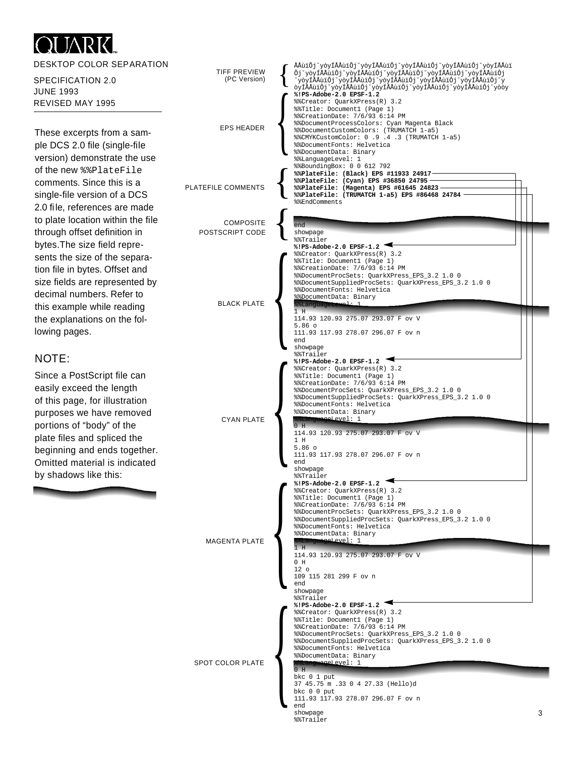QUARK

DESKTOP COLOR SEPARATION

SPECIFICATION 2.0
JUNE 1993
REVISED MAY 1995

These excerpts from a sample DCS 2.0 file (single-file version) demonstrate the use of the new `%%PlateFile` comments. Since this is a single-file version of a DCS 2.0 file, references are made to plate location within the file through offset definition in bytes. The size field represents the size of the separation file in bytes. Offset and size fields are represented by decimal numbers. Refer to this example while reading the explanations on the following pages.

## NOTE:

Since a PostScript file can easily exceed the length of this page, for illustration purposes we have removed portions of "body" of the plate files and spliced the beginning and ends together. Omitted material is indicated by shadows like this:

TIFF PREVIEW (PC Version)

```
ÅÅùìÔj˘yòyÍÅÅùìÔj˘yòyÍÅÅùìÔj˘yòyÍÅÅùìÔj˘yòyÍÅÅùìÔj˘yòyÍÅÅùì
Ôj˘yòyÍÅÅùìÔj˘yòyÍÅÅùìÔj˘yòyÍÅÅùìÔj˘yòyÍÅÅùìÔj˘yòyÍÅÅùìÔj
˘yòyÍÅÅùìÔj˘yòyÍÅÅùìÔj˘yòyÍÅÅùìÔj˘yòyÍÅÅùìÔj˘yòyÍÅÅùìÔj˘y
òyÍÅÅùìÔj˘yòyÍÅÅùìÔj˘yòyÍÅÅùìÔj˘yòyÍÅÅùìÔj˘yòyÍÅÅùìÔj˘yòòy
```

EPS HEADER

```
%!PS-Adobe-2.0 EPSF-1.2
%%Creator: QuarkXPress(R) 3.2
%%Title: Document1 (Page 1)
%%CreationDate: 7/6/93 6:14 PM
%%DocumentProcessColors: Cyan Magenta Black
%%DocumentCustomColors: (TRUMATCH 1-a5)
%%CMYKCustomColor: 0 .9 .4 .3 (TRUMATCH 1-a5)
%%DocumentFonts: Helvetica
%%DocumentData: Binary
%%LanguageLevel: 1
%%BoundingBox: 0 0 612 792
```

PLATEFILE COMMENTS

```
%%PlateFile: (Black) EPS #11933 24917
%%PlateFile: (Cyan) EPS #36850 24795
%%PlateFile: (Magenta) EPS #61645 24823
%%PlateFile: (TRUMATCH 1-a5) EPS #86468 24784
%%EndComments
```

COMPOSITE POSTSCRIPT CODE

```
end
showpage
%%Trailer
```

BLACK PLATE

```
%!PS-Adobe-2.0 EPSF-1.2
%%Creator: QuarkXPress(R) 3.2
%%Title: Document1 (Page 1)
%%CreationDate: 7/6/93 6:14 PM
%%DocumentProcSets: QuarkXPress_EPS_3.2 1.0 0
%%DocumentSuppliedProcSets: QuarkXPress_EPS_3.2 1.0 0
%%DocumentFonts: Helvetica
%%DocumentData: Binary
%%LanguageLevel: 1
1 H
114.93 120.93 275.07 293.07 F ov V
5.86 o
111.93 117.93 278.07 296.07 F ov n
end
showpage
%%Trailer
```

CYAN PLATE

```
%!PS-Adobe-2.0 EPSF-1.2
%%Creator: QuarkXPress(R) 3.2
%%Title: Document1 (Page 1)
%%CreationDate: 7/6/93 6:14 PM
%%DocumentProcSets: QuarkXPress_EPS_3.2 1.0 0
%%DocumentSuppliedProcSets: QuarkXPress_EPS_3.2 1.0 0
%%DocumentFonts: Helvetica
%%DocumentData: Binary
%%LanguageLevel: 1
0 H
114.93 120.93 275.07 293.07 F ov V
1 H
5.86 o
111.93 117.93 278.07 296.07 F ov n
end
showpage
%%Trailer
```

MAGENTA PLATE

```
%!PS-Adobe-2.0 EPSF-1.2
%%Creator: QuarkXPress(R) 3.2
%%Title: Document1 (Page 1)
%%CreationDate: 7/6/93 6:14 PM
%%DocumentProcSets: QuarkXPress_EPS_3.2 1.0 0
%%DocumentSuppliedProcSets: QuarkXPress_EPS_3.2 1.0 0
%%DocumentFonts: Helvetica
%%DocumentData: Binary
%%LanguageLevel: 1
1 H
114.93 120.93 275.07 293.07 F ov V
0 H
12 o
109 115 281 299 F ov n
end
showpage
%%Trailer
```

SPOT COLOR PLATE

```
%!PS-Adobe-2.0 EPSF-1.2
%%Creator: QuarkXPress(R) 3.2
%%Title: Document1 (Page 1)
%%CreationDate: 7/6/93 6:14 PM
%%DocumentProcSets: QuarkXPress_EPS_3.2 1.0 0
%%DocumentSuppliedProcSets: QuarkXPress_EPS_3.2 1.0 0
%%DocumentFonts: Helvetica
%%DocumentData: Binary
%%LanguageLevel: 1
0 H
bkc 0 1 put
37 45.75 m .33 0 4 27.33 (Hello)d
bkc 0 0 put
111.93 117.93 278.07 296.07 F ov n
end
showpage
%%Trailer
```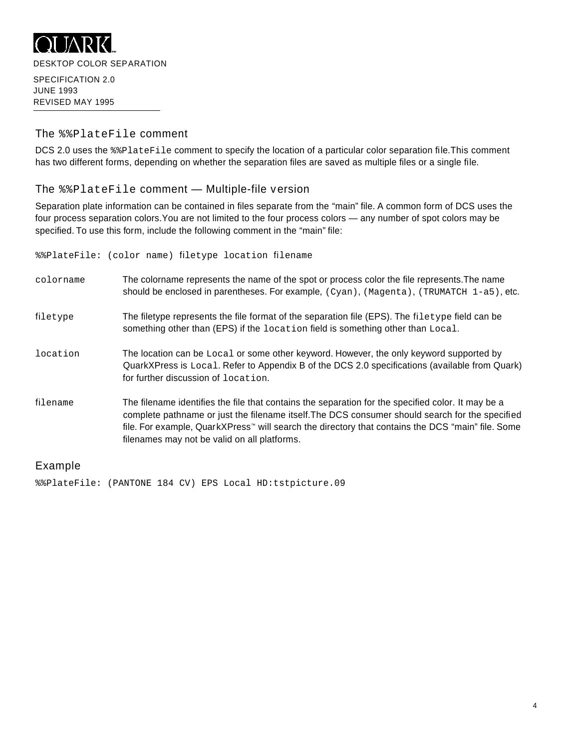## The `%%PlateFile` comment

DCS 2.0 uses the `%%PlateFile` comment to specify the location of a particular color separation file.This comment has two different forms, depending on whether the separation files are saved as multiple files or a single file.

## The `%%PlateFile` comment — Multiple-file version

Separation plate information can be contained in files separate from the “main” file. A common form of DCS uses the four process separation colors.You are not limited to the four process colors — any number of spot colors may be specified. To use this form, include the following comment in the “main” file:

```
%%PlateFile: (color name) filetype location filename
```

`colorname` — The colorname represents the name of the spot or process color the file represents.The name should be enclosed in parentheses. For example, `(Cyan)`, `(Magenta)`, `(TRUMATCH 1-a5)`, etc.

`filetype` — The filetype represents the file format of the separation file (EPS). The `filetype` field can be something other than (EPS) if the `location` field is something other than `Local`.

`location` — The location can be `Local` or some other keyword. However, the only keyword supported by QuarkXPress is `Local`. Refer to Appendix B of the DCS 2.0 specifications (available from Quark) for further discussion of `location`.

`filename` — The filename identifies the file that contains the separation for the specified color. It may be a complete pathname or just the filename itself.The DCS consumer should search for the specified file. For example, QuarkXPress™ will search the directory that contains the DCS “main” file. Some filenames may not be valid on all platforms.

## Example

```
%%PlateFile: (PANTONE 184 CV) EPS Local HD:tstpicture.09
```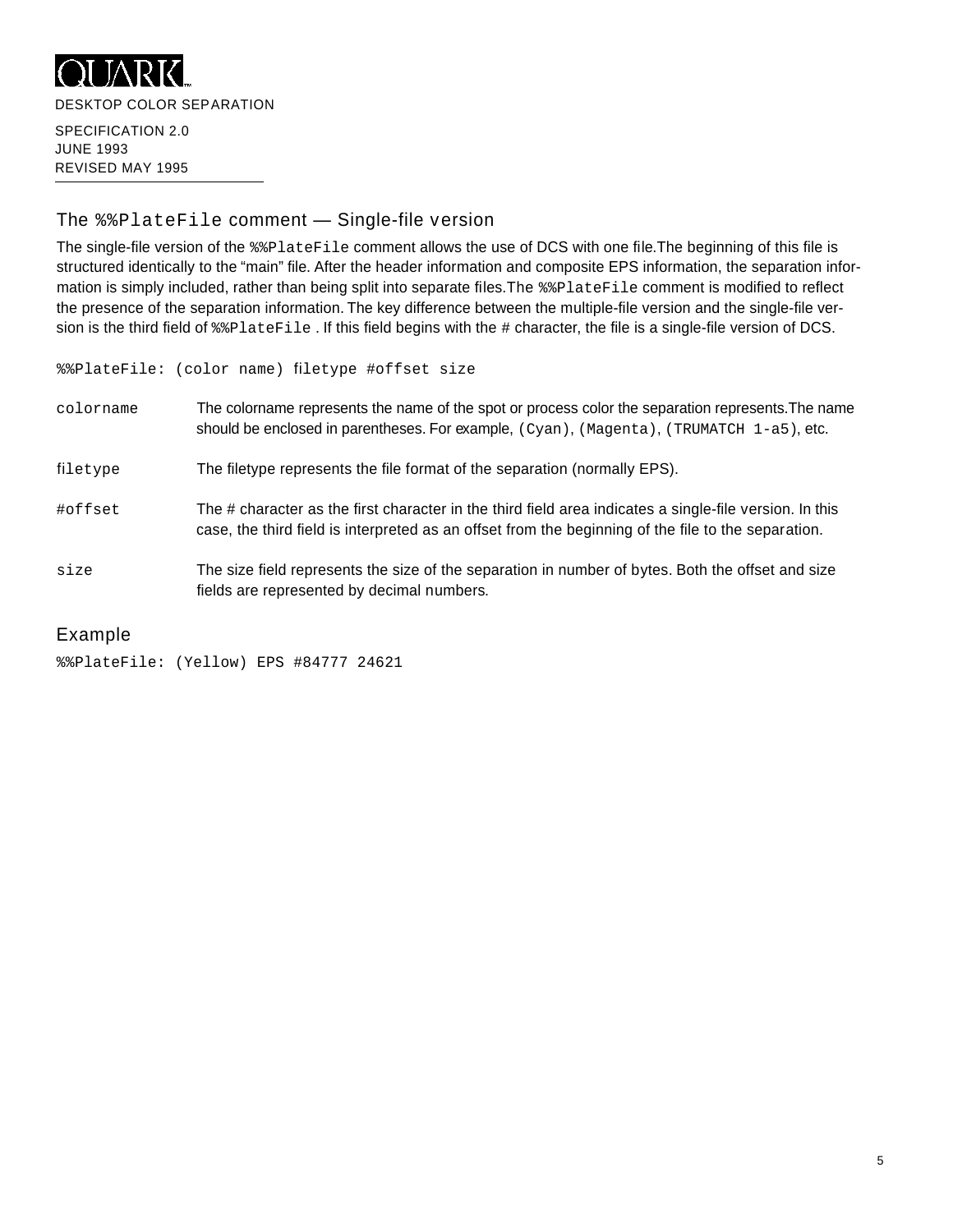## The `%%PlateFile` comment — Single-file version

The single-file version of the `%%PlateFile` comment allows the use of DCS with one file. The beginning of this file is structured identically to the "main" file. After the header information and composite EPS information, the separation information is simply included, rather than being split into separate files. The `%%PlateFile` comment is modified to reflect the presence of the separation information. The key difference between the multiple-file version and the single-file version is the third field of `%%PlateFile`. If this field begins with the # character, the file is a single-file version of DCS.

```
%%PlateFile: (color name) filetype #offset size
```

| | |
|---|---|
| `colorname` | The colorname represents the name of the spot or process color the separation represents. The name should be enclosed in parentheses. For example, `(Cyan)`, `(Magenta)`, `(TRUMATCH 1-a5)`, etc. |
| `filetype` | The filetype represents the file format of the separation (normally EPS). |
| `#offset` | The # character as the first character in the third field area indicates a single-file version. In this case, the third field is interpreted as an offset from the beginning of the file to the separation. |
| `size` | The size field represents the size of the separation in number of bytes. Both the offset and size fields are represented by decimal numbers. |

## Example

```
%%PlateFile: (Yellow) EPS #84777 24621
```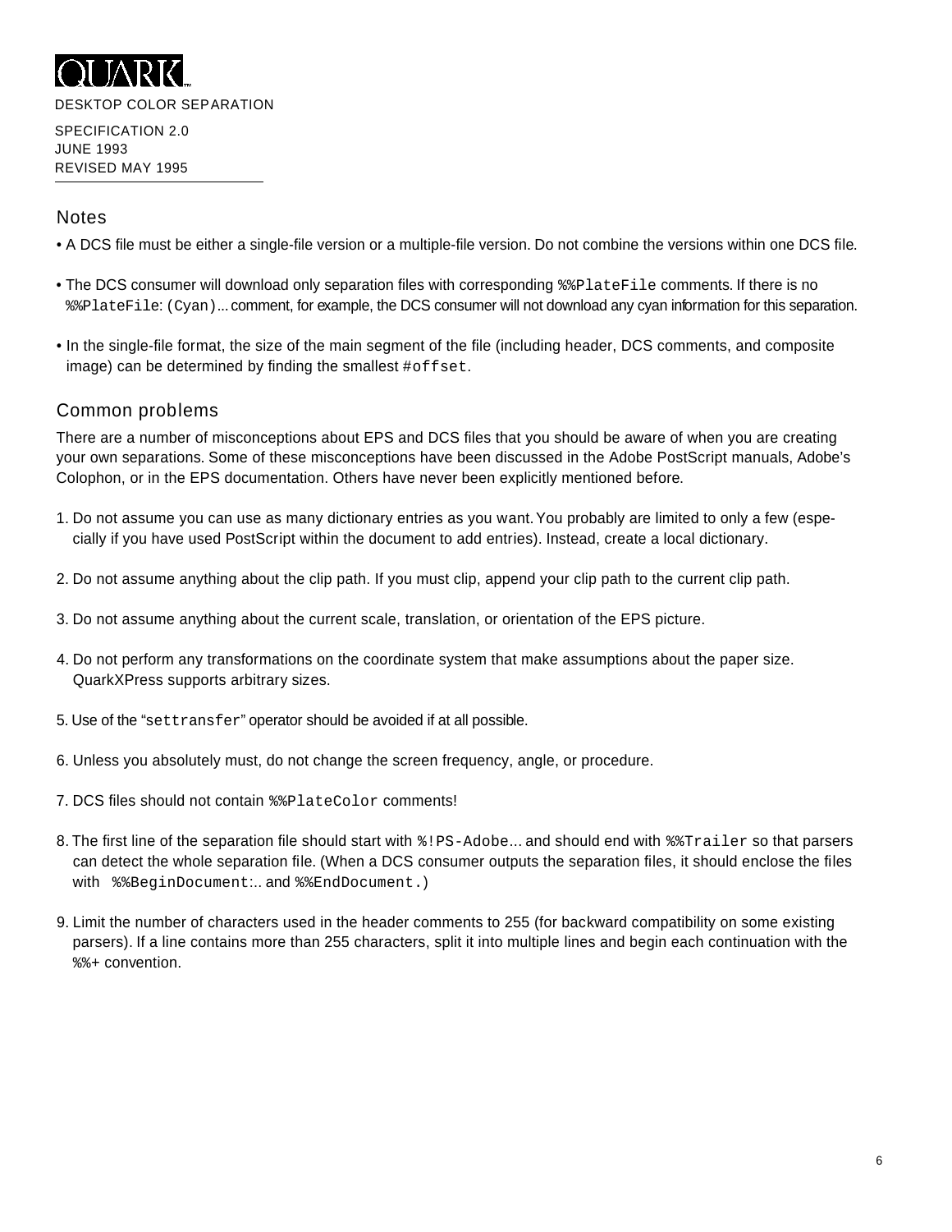## Notes

- A DCS file must be either a single-file version or a multiple-file version. Do not combine the versions within one DCS file.
- The DCS consumer will download only separation files with corresponding `%%PlateFile` comments. If there is no `%%PlateFile: (Cyan)`... comment, for example, the DCS consumer will not download any cyan information for this separation.
- In the single-file format, the size of the main segment of the file (including header, DCS comments, and composite image) can be determined by finding the smallest `#offset`.

## Common problems

There are a number of misconceptions about EPS and DCS files that you should be aware of when you are creating your own separations. Some of these misconceptions have been discussed in the Adobe PostScript manuals, Adobe's Colophon, or in the EPS documentation. Others have never been explicitly mentioned before.

1. Do not assume you can use as many dictionary entries as you want. You probably are limited to only a few (especially if you have used PostScript within the document to add entries). Instead, create a local dictionary.
2. Do not assume anything about the clip path. If you must clip, append your clip path to the current clip path.
3. Do not assume anything about the current scale, translation, or orientation of the EPS picture.
4. Do not perform any transformations on the coordinate system that make assumptions about the paper size. QuarkXPress supports arbitrary sizes.
5. Use of the "`settransfer`" operator should be avoided if at all possible.
6. Unless you absolutely must, do not change the screen frequency, angle, or procedure.
7. DCS files should not contain `%%PlateColor` comments!
8. The first line of the separation file should start with `%!PS-Adobe`... and should end with `%%Trailer` so that parsers can detect the whole separation file. (When a DCS consumer outputs the separation files, it should enclose the files with `%%BeginDocument`:.. and `%%EndDocument.`)
9. Limit the number of characters used in the header comments to 255 (for backward compatibility on some existing parsers). If a line contains more than 255 characters, split it into multiple lines and begin each continuation with the `%%+` convention.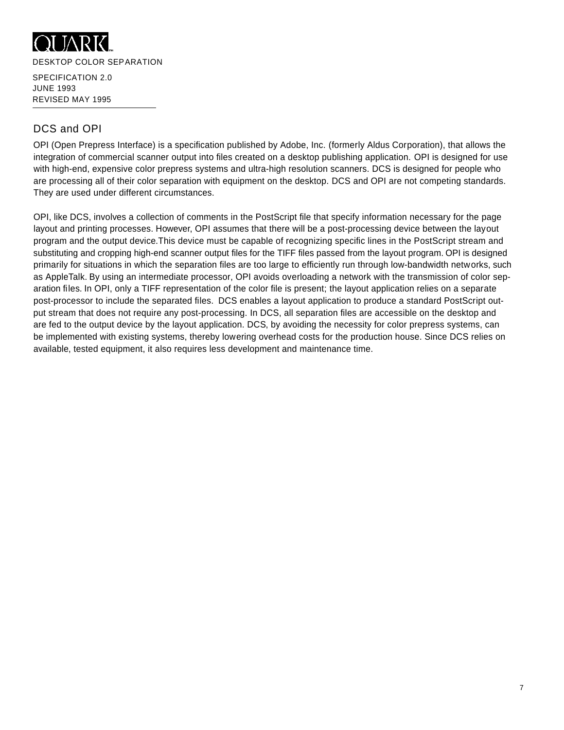## DCS and OPI

OPI (Open Prepress Interface) is a specification published by Adobe, Inc. (formerly Aldus Corporation), that allows the integration of commercial scanner output into files created on a desktop publishing application. OPI is designed for use with high-end, expensive color prepress systems and ultra-high resolution scanners. DCS is designed for people who are processing all of their color separation with equipment on the desktop. DCS and OPI are not competing standards. They are used under different circumstances.

OPI, like DCS, involves a collection of comments in the PostScript file that specify information necessary for the page layout and printing processes. However, OPI assumes that there will be a post-processing device between the layout program and the output device.This device must be capable of recognizing specific lines in the PostScript stream and substituting and cropping high-end scanner output files for the TIFF files passed from the layout program. OPI is designed primarily for situations in which the separation files are too large to efficiently run through low-bandwidth networks, such as AppleTalk. By using an intermediate processor, OPI avoids overloading a network with the transmission of color separation files. In OPI, only a TIFF representation of the color file is present; the layout application relies on a separate post-processor to include the separated files. DCS enables a layout application to produce a standard PostScript output stream that does not require any post-processing. In DCS, all separation files are accessible on the desktop and are fed to the output device by the layout application. DCS, by avoiding the necessity for color prepress systems, can be implemented with existing systems, thereby lowering overhead costs for the production house. Since DCS relies on available, tested equipment, it also requires less development and maintenance time.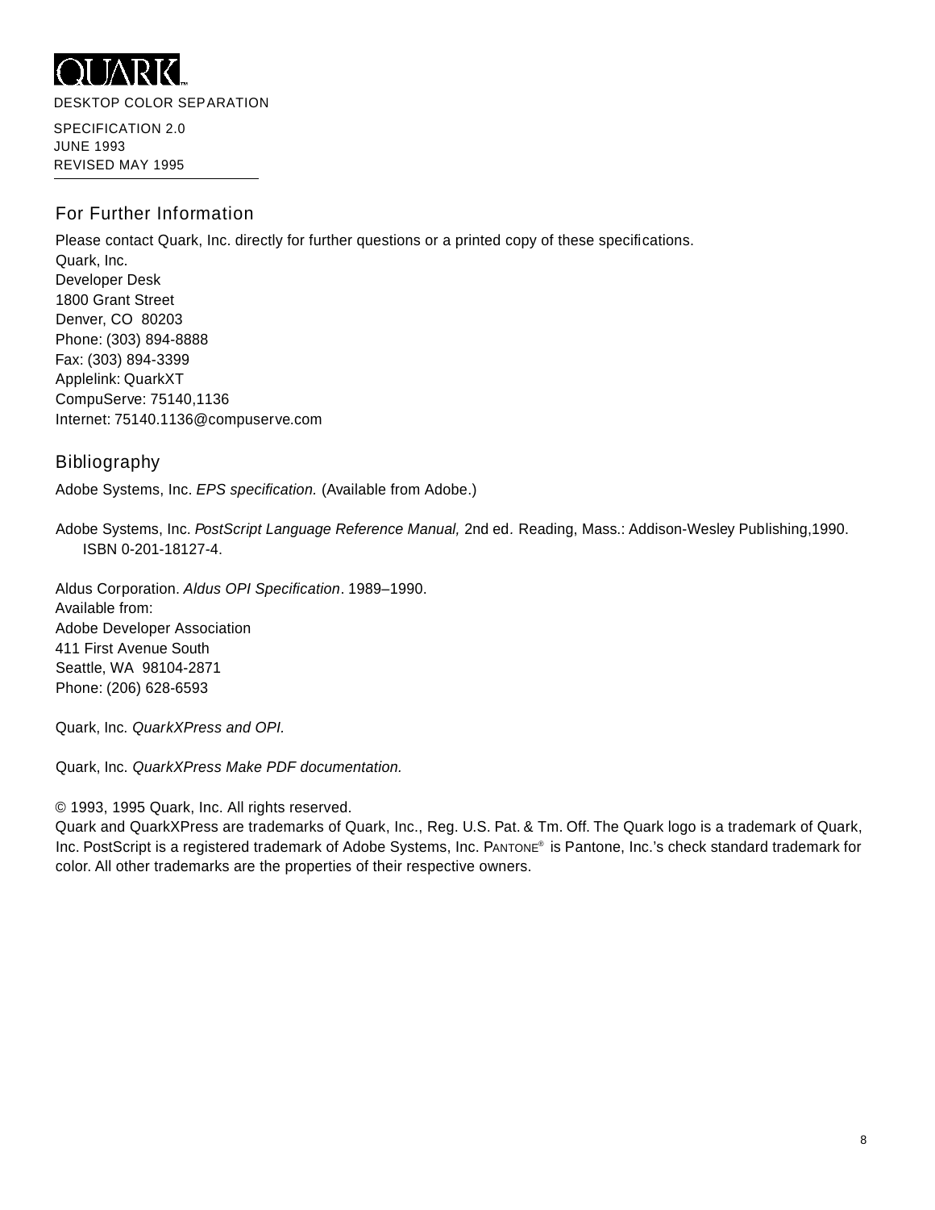QUARK™

DESKTOP COLOR SEPARATION

SPECIFICATION 2.0
JUNE 1993
REVISED MAY 1995

## For Further Information

Please contact Quark, Inc. directly for further questions or a printed copy of these specifications.
Quark, Inc.
Developer Desk
1800 Grant Street
Denver, CO  80203
Phone: (303) 894-8888
Fax: (303) 894-3399
Applelink: QuarkXT
CompuServe: 75140,1136
Internet: 75140.1136@compuserve.com

## Bibliography

Adobe Systems, Inc. *EPS specification.* (Available from Adobe.)

Adobe Systems, Inc. *PostScript Language Reference Manual,* 2nd ed. Reading, Mass.: Addison-Wesley Publishing,1990. ISBN 0-201-18127-4.

Aldus Corporation. *Aldus OPI Specification*. 1989–1990.
Available from:
Adobe Developer Association
411 First Avenue South
Seattle, WA  98104-2871
Phone: (206) 628-6593

Quark, Inc. *QuarkXPress and OPI.*

Quark, Inc. *QuarkXPress Make PDF documentation.*

© 1993, 1995 Quark, Inc. All rights reserved.
Quark and QuarkXPress are trademarks of Quark, Inc., Reg. U.S. Pat. & Tm. Off. The Quark logo is a trademark of Quark, Inc. PostScript is a registered trademark of Adobe Systems, Inc. PANTONE® is Pantone, Inc.'s check standard trademark for color. All other trademarks are the properties of their respective owners.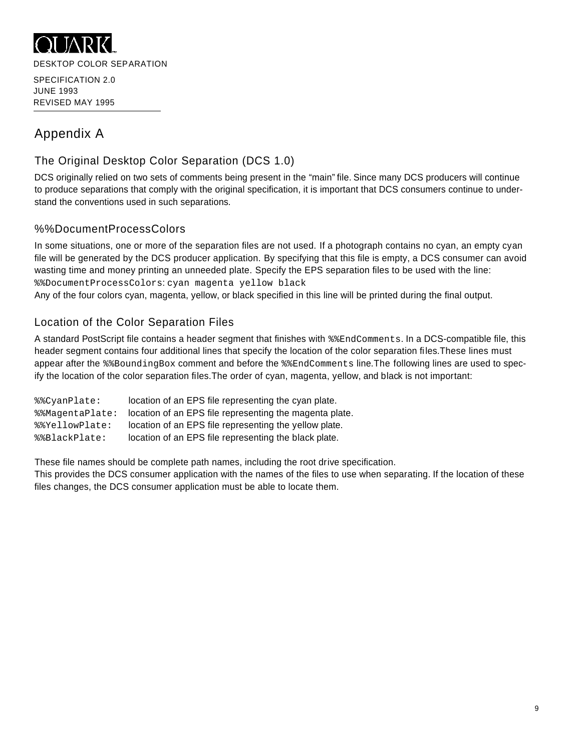# Appendix A

## The Original Desktop Color Separation (DCS 1.0)

DCS originally relied on two sets of comments being present in the “main” file. Since many DCS producers will continue to produce separations that comply with the original specification, it is important that DCS consumers continue to understand the conventions used in such separations.

## %%DocumentProcessColors

In some situations, one or more of the separation files are not used. If a photograph contains no cyan, an empty cyan file will be generated by the DCS producer application. By specifying that this file is empty, a DCS consumer can avoid wasting time and money printing an unneeded plate. Specify the EPS separation files to be used with the line:
`%%DocumentProcessColors: cyan magenta yellow black`
Any of the four colors cyan, magenta, yellow, or black specified in this line will be printed during the final output.

## Location of the Color Separation Files

A standard PostScript file contains a header segment that finishes with `%%EndComments`. In a DCS-compatible file, this header segment contains four additional lines that specify the location of the color separation files. These lines must appear after the `%%BoundingBox` comment and before the `%%EndComments` line. The following lines are used to specify the location of the color separation files. The order of cyan, magenta, yellow, and black is not important:

| | |
|---|---|
| `%%CyanPlate:` | location of an EPS file representing the cyan plate. |
| `%%MagentaPlate:` | location of an EPS file representing the magenta plate. |
| `%%YellowPlate:` | location of an EPS file representing the yellow plate. |
| `%%BlackPlate:` | location of an EPS file representing the black plate. |

These file names should be complete path names, including the root drive specification.
This provides the DCS consumer application with the names of the files to use when separating. If the location of these files changes, the DCS consumer application must be able to locate them.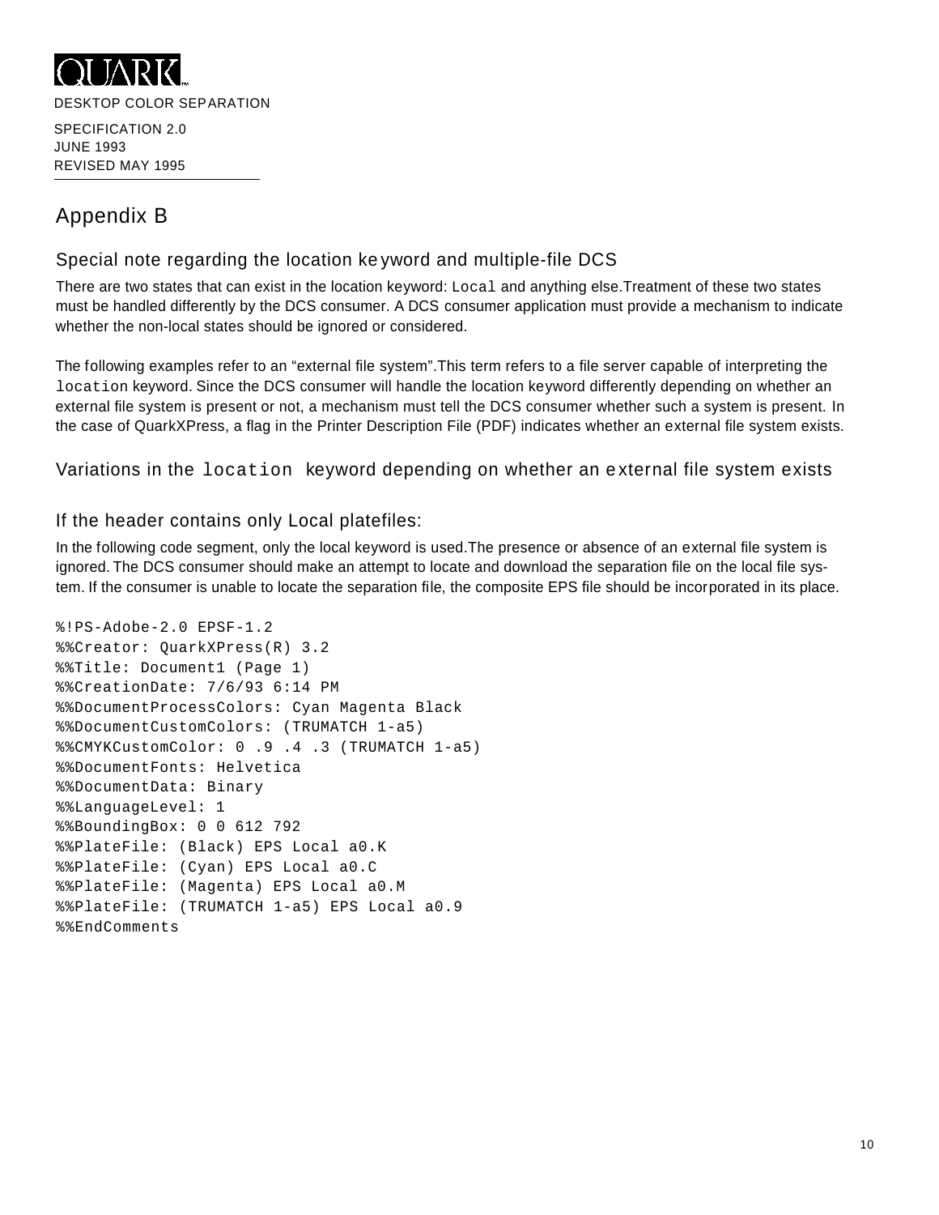DESKTOP COLOR SEPARATION

SPECIFICATION 2.0
JUNE 1993
REVISED MAY 1995

# Appendix B

## Special note regarding the location keyword and multiple-file DCS

There are two states that can exist in the location keyword: `Local` and anything else.Treatment of these two states must be handled differently by the DCS consumer. A DCS consumer application must provide a mechanism to indicate whether the non-local states should be ignored or considered.

The following examples refer to an "external file system".This term refers to a file server capable of interpreting the `location` keyword. Since the DCS consumer will handle the location keyword differently depending on whether an external file system is present or not, a mechanism must tell the DCS consumer whether such a system is present. In the case of QuarkXPress, a flag in the Printer Description File (PDF) indicates whether an external file system exists.

## Variations in the `location` keyword depending on whether an external file system exists

### If the header contains only Local platefiles:

In the following code segment, only the local keyword is used.The presence or absence of an external file system is ignored. The DCS consumer should make an attempt to locate and download the separation file on the local file system. If the consumer is unable to locate the separation file, the composite EPS file should be incorporated in its place.

```
%!PS-Adobe-2.0 EPSF-1.2
%%Creator: QuarkXPress(R) 3.2
%%Title: Document1 (Page 1)
%%CreationDate: 7/6/93 6:14 PM
%%DocumentProcessColors: Cyan Magenta Black
%%DocumentCustomColors: (TRUMATCH 1-a5)
%%CMYKCustomColor: 0 .9 .4 .3 (TRUMATCH 1-a5)
%%DocumentFonts: Helvetica
%%DocumentData: Binary
%%LanguageLevel: 1
%%BoundingBox: 0 0 612 792
%%PlateFile: (Black) EPS Local a0.K
%%PlateFile: (Cyan) EPS Local a0.C
%%PlateFile: (Magenta) EPS Local a0.M
%%PlateFile: (TRUMATCH 1-a5) EPS Local a0.9
%%EndComments
```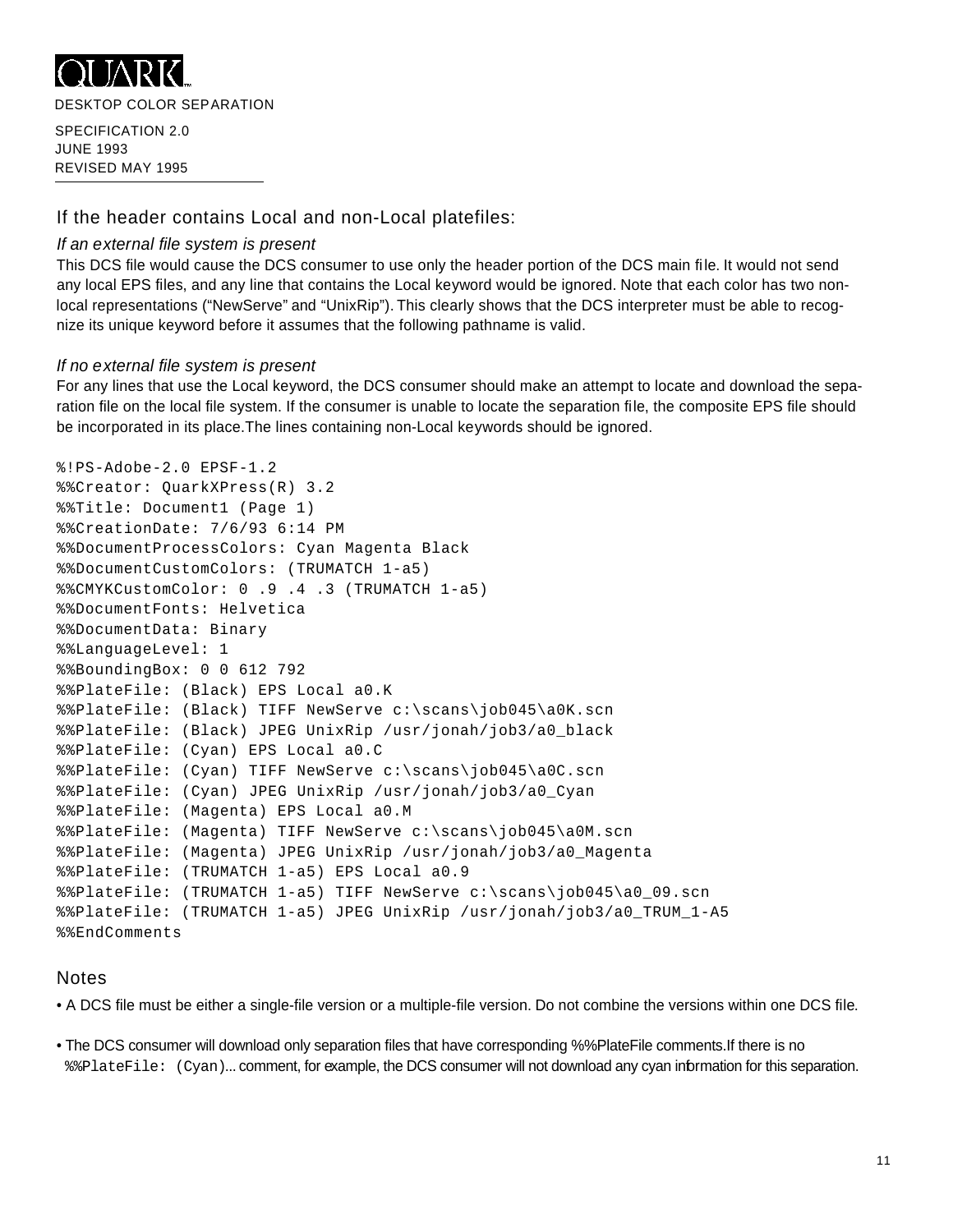## If the header contains Local and non-Local platefiles:

### *If an external file system is present*

This DCS file would cause the DCS consumer to use only the header portion of the DCS main file. It would not send any local EPS files, and any line that contains the Local keyword would be ignored. Note that each color has two non-local representations ("NewServe" and "UnixRip"). This clearly shows that the DCS interpreter must be able to recognize its unique keyword before it assumes that the following pathname is valid.

### *If no external file system is present*

For any lines that use the Local keyword, the DCS consumer should make an attempt to locate and download the separation file on the local file system. If the consumer is unable to locate the separation file, the composite EPS file should be incorporated in its place.The lines containing non-Local keywords should be ignored.

```
%!PS-Adobe-2.0 EPSF-1.2
%%Creator: QuarkXPress(R) 3.2
%%Title: Document1 (Page 1)
%%CreationDate: 7/6/93 6:14 PM
%%DocumentProcessColors: Cyan Magenta Black
%%DocumentCustomColors: (TRUMATCH 1-a5)
%%CMYKCustomColor: 0 .9 .4 .3 (TRUMATCH 1-a5)
%%DocumentFonts: Helvetica
%%DocumentData: Binary
%%LanguageLevel: 1
%%BoundingBox: 0 0 612 792
%%PlateFile: (Black) EPS Local a0.K
%%PlateFile: (Black) TIFF NewServe c:\scans\job045\a0K.scn
%%PlateFile: (Black) JPEG UnixRip /usr/jonah/job3/a0_black
%%PlateFile: (Cyan) EPS Local a0.C
%%PlateFile: (Cyan) TIFF NewServe c:\scans\job045\a0C.scn
%%PlateFile: (Cyan) JPEG UnixRip /usr/jonah/job3/a0_Cyan
%%PlateFile: (Magenta) EPS Local a0.M
%%PlateFile: (Magenta) TIFF NewServe c:\scans\job045\a0M.scn
%%PlateFile: (Magenta) JPEG UnixRip /usr/jonah/job3/a0_Magenta
%%PlateFile: (TRUMATCH 1-a5) EPS Local a0.9
%%PlateFile: (TRUMATCH 1-a5) TIFF NewServe c:\scans\job045\a0_09.scn
%%PlateFile: (TRUMATCH 1-a5) JPEG UnixRip /usr/jonah/job3/a0_TRUM_1-A5
%%EndComments
```

## Notes

- A DCS file must be either a single-file version or a multiple-file version. Do not combine the versions within one DCS file.
- The DCS consumer will download only separation files that have corresponding %%PlateFile comments.If there is no `%%PlateFile: (Cyan)`... comment, for example, the DCS consumer will not download any cyan information for this separation.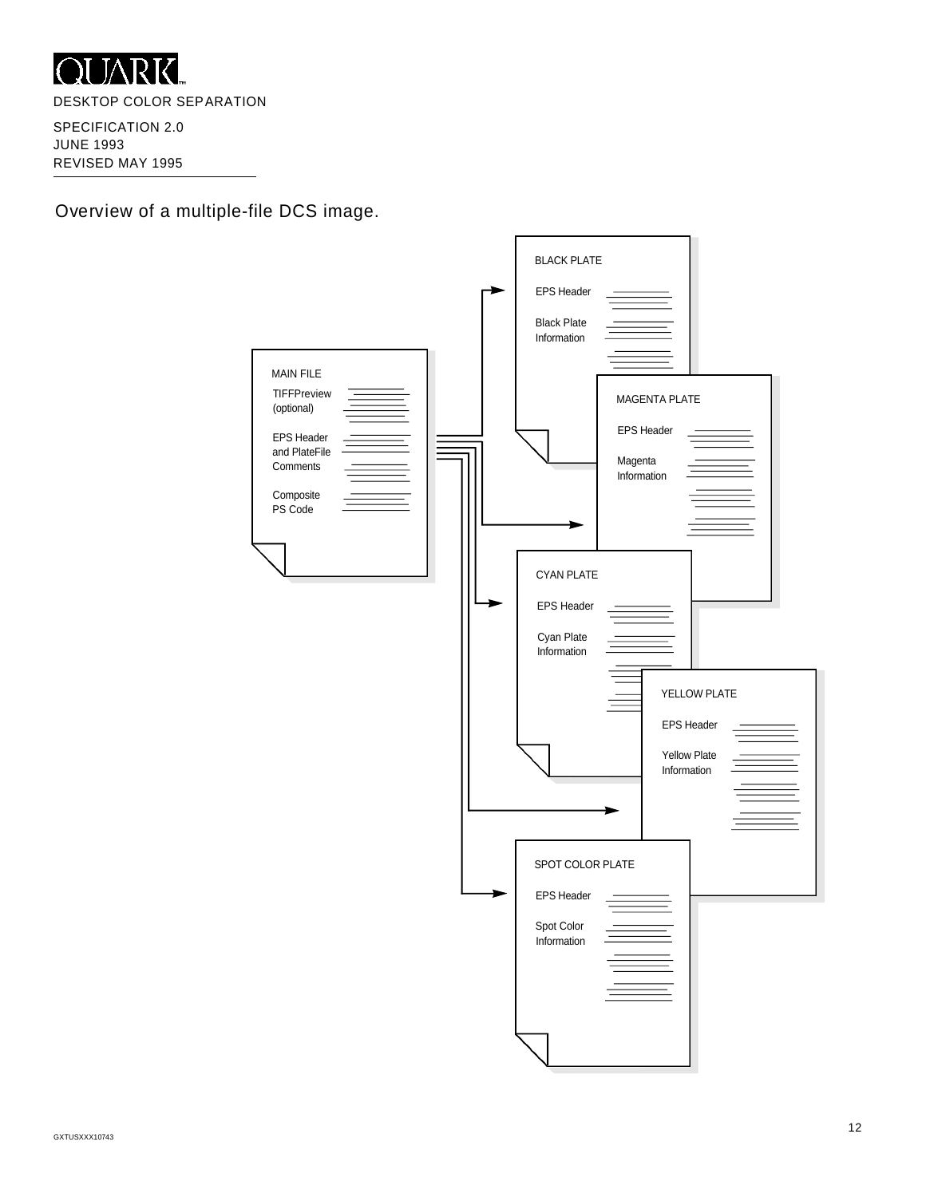# QUARK

DESKTOP COLOR SEPARATION

SPECIFICATION 2.0
JUNE 1993
REVISED MAY 1995

Overview of a multiple-file DCS image.

MAIN FILE
TIFFPreview (optional)
EPS Header and PlateFile Comments
Composite PS Code

BLACK PLATE
EPS Header
Black Plate Information

MAGENTA PLATE
EPS Header
Magenta Information

CYAN PLATE
EPS Header
Cyan Plate Information

YELLOW PLATE
EPS Header
Yellow Plate Information

SPOT COLOR PLATE
EPS Header
Spot Color Information

GXTUSXXX10743